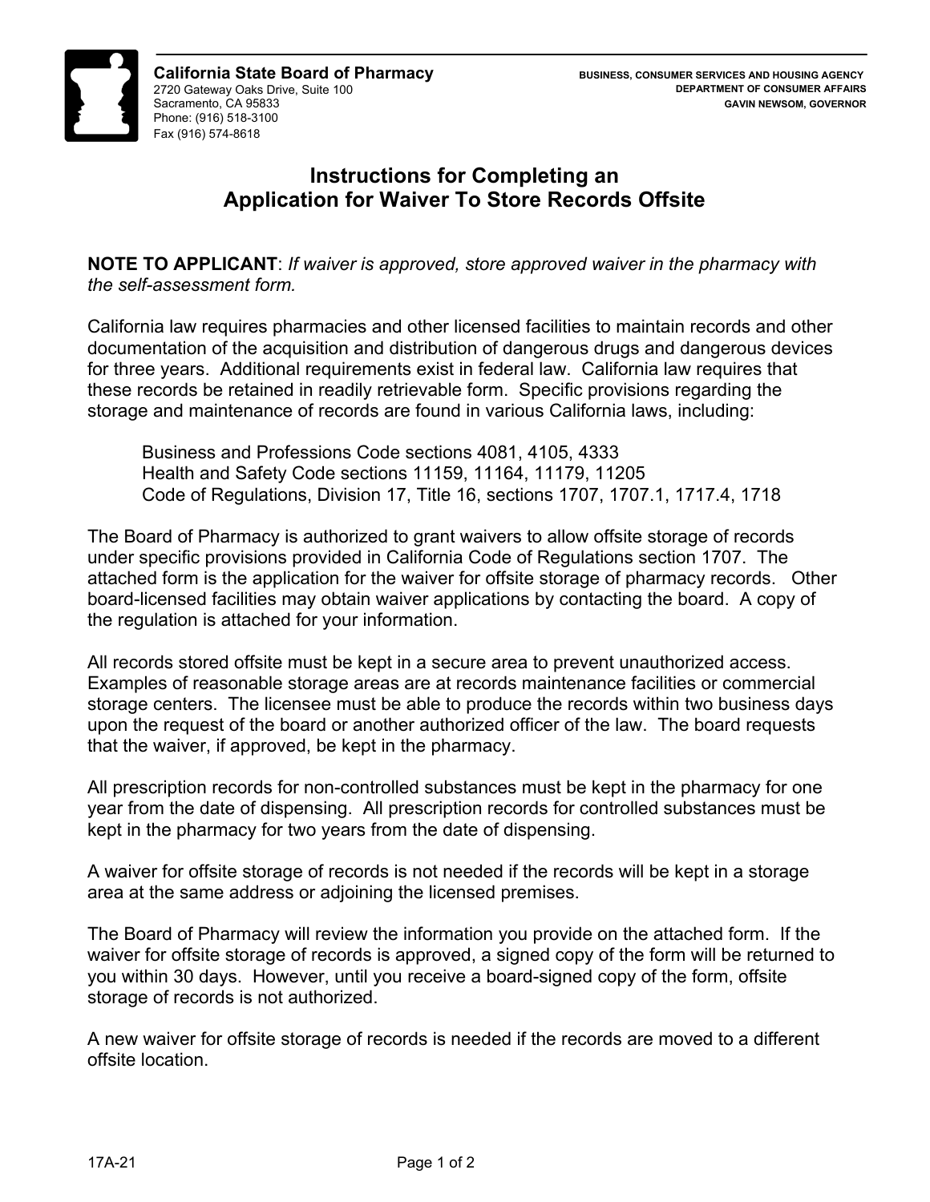**California State Board of Pharmacy**
2720 Gateway Oaks Drive, Suite 100
Sacramento, CA 95833
Phone: (916) 518-3100
Fax (916) 574-8618

BUSINESS, CONSUMER SERVICES AND HOUSING AGENCY
DEPARTMENT OF CONSUMER AFFAIRS
GAVIN NEWSOM, GOVERNOR

# Instructions for Completing an Application for Waiver To Store Records Offsite

**NOTE TO APPLICANT**: *If waiver is approved, store approved waiver in the pharmacy with the self-assessment form.*

California law requires pharmacies and other licensed facilities to maintain records and other documentation of the acquisition and distribution of dangerous drugs and dangerous devices for three years. Additional requirements exist in federal law. California law requires that these records be retained in readily retrievable form. Specific provisions regarding the storage and maintenance of records are found in various California laws, including:

> Business and Professions Code sections 4081, 4105, 4333
> Health and Safety Code sections 11159, 11164, 11179, 11205
> Code of Regulations, Division 17, Title 16, sections 1707, 1707.1, 1717.4, 1718

The Board of Pharmacy is authorized to grant waivers to allow offsite storage of records under specific provisions provided in California Code of Regulations section 1707. The attached form is the application for the waiver for offsite storage of pharmacy records. Other board-licensed facilities may obtain waiver applications by contacting the board. A copy of the regulation is attached for your information.

All records stored offsite must be kept in a secure area to prevent unauthorized access. Examples of reasonable storage areas are at records maintenance facilities or commercial storage centers. The licensee must be able to produce the records within two business days upon the request of the board or another authorized officer of the law. The board requests that the waiver, if approved, be kept in the pharmacy.

All prescription records for non-controlled substances must be kept in the pharmacy for one year from the date of dispensing. All prescription records for controlled substances must be kept in the pharmacy for two years from the date of dispensing.

A waiver for offsite storage of records is not needed if the records will be kept in a storage area at the same address or adjoining the licensed premises.

The Board of Pharmacy will review the information you provide on the attached form. If the waiver for offsite storage of records is approved, a signed copy of the form will be returned to you within 30 days. However, until you receive a board-signed copy of the form, offsite storage of records is not authorized.

A new waiver for offsite storage of records is needed if the records are moved to a different offsite location.

17A-21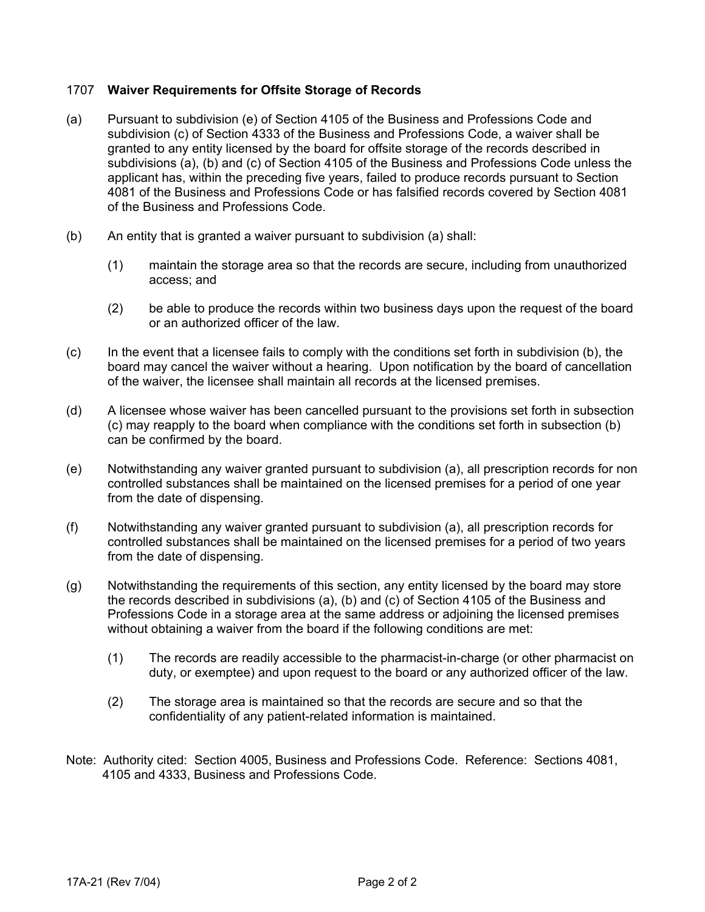## 1707 **Waiver Requirements for Offsite Storage of Records**

(a) Pursuant to subdivision (e) of Section 4105 of the Business and Professions Code and subdivision (c) of Section 4333 of the Business and Professions Code, a waiver shall be granted to any entity licensed by the board for offsite storage of the records described in subdivisions (a), (b) and (c) of Section 4105 of the Business and Professions Code unless the applicant has, within the preceding five years, failed to produce records pursuant to Section 4081 of the Business and Professions Code or has falsified records covered by Section 4081 of the Business and Professions Code.

(b) An entity that is granted a waiver pursuant to subdivision (a) shall:

(1) maintain the storage area so that the records are secure, including from unauthorized access; and

(2) be able to produce the records within two business days upon the request of the board or an authorized officer of the law.

(c) In the event that a licensee fails to comply with the conditions set forth in subdivision (b), the board may cancel the waiver without a hearing. Upon notification by the board of cancellation of the waiver, the licensee shall maintain all records at the licensed premises.

(d) A licensee whose waiver has been cancelled pursuant to the provisions set forth in subsection (c) may reapply to the board when compliance with the conditions set forth in subsection (b) can be confirmed by the board.

(e) Notwithstanding any waiver granted pursuant to subdivision (a), all prescription records for non controlled substances shall be maintained on the licensed premises for a period of one year from the date of dispensing.

(f) Notwithstanding any waiver granted pursuant to subdivision (a), all prescription records for controlled substances shall be maintained on the licensed premises for a period of two years from the date of dispensing.

(g) Notwithstanding the requirements of this section, any entity licensed by the board may store the records described in subdivisions (a), (b) and (c) of Section 4105 of the Business and Professions Code in a storage area at the same address or adjoining the licensed premises without obtaining a waiver from the board if the following conditions are met:

(1) The records are readily accessible to the pharmacist-in-charge (or other pharmacist on duty, or exemptee) and upon request to the board or any authorized officer of the law.

(2) The storage area is maintained so that the records are secure and so that the confidentiality of any patient-related information is maintained.

Note: Authority cited: Section 4005, Business and Professions Code. Reference: Sections 4081, 4105 and 4333, Business and Professions Code.

17A-21 (Rev 7/04)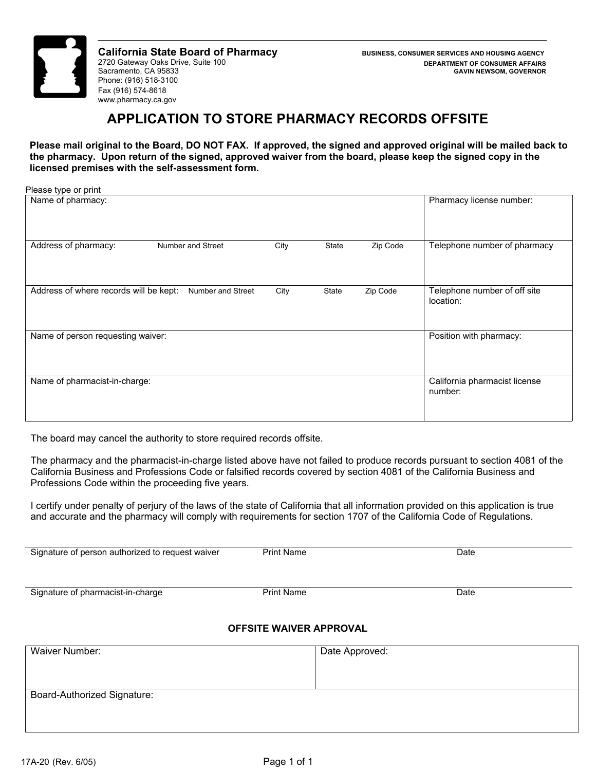**California State Board of Pharmacy**
2720 Gateway Oaks Drive, Suite 100
Sacramento, CA 95833
Phone: (916) 518-3100
Fax (916) 574-8618
www.pharmacy.ca.gov

BUSINESS, CONSUMER SERVICES AND HOUSING AGENCY
DEPARTMENT OF CONSUMER AFFAIRS
GAVIN NEWSOM, GOVERNOR

# APPLICATION TO STORE PHARMACY RECORDS OFFSITE

**Please mail original to the Board, DO NOT FAX. If approved, the signed and approved original will be mailed back to the pharmacy. Upon return of the signed, approved waiver from the board, please keep the signed copy in the licensed premises with the self-assessment form.**

Please type or print

| | |
|---|---|
| Name of pharmacy: | Pharmacy license number: |
| Address of pharmacy: Number and Street City State Zip Code | Telephone number of pharmacy |
| Address of where records will be kept: Number and Street City State Zip Code | Telephone number of off site location: |
| Name of person requesting waiver: | Position with pharmacy: |
| Name of pharmacist-in-charge: | California pharmacist license number: |

The board may cancel the authority to store required records offsite.

The pharmacy and the pharmacist-in-charge listed above have not failed to produce records pursuant to section 4081 of the California Business and Professions Code or falsified records covered by section 4081 of the California Business and Professions Code within the proceeding five years.

I certify under penalty of perjury of the laws of the state of California that all information provided on this application is true and accurate and the pharmacy will comply with requirements for section 1707 of the California Code of Regulations.

Signature of person authorized to request waiver    Print Name    Date

Signature of pharmacist-in-charge    Print Name    Date

### OFFSITE WAIVER APPROVAL

| | |
|---|---|
| Waiver Number: | Date Approved: |
| Board-Authorized Signature: | |

17A-20 (Rev. 6/05)